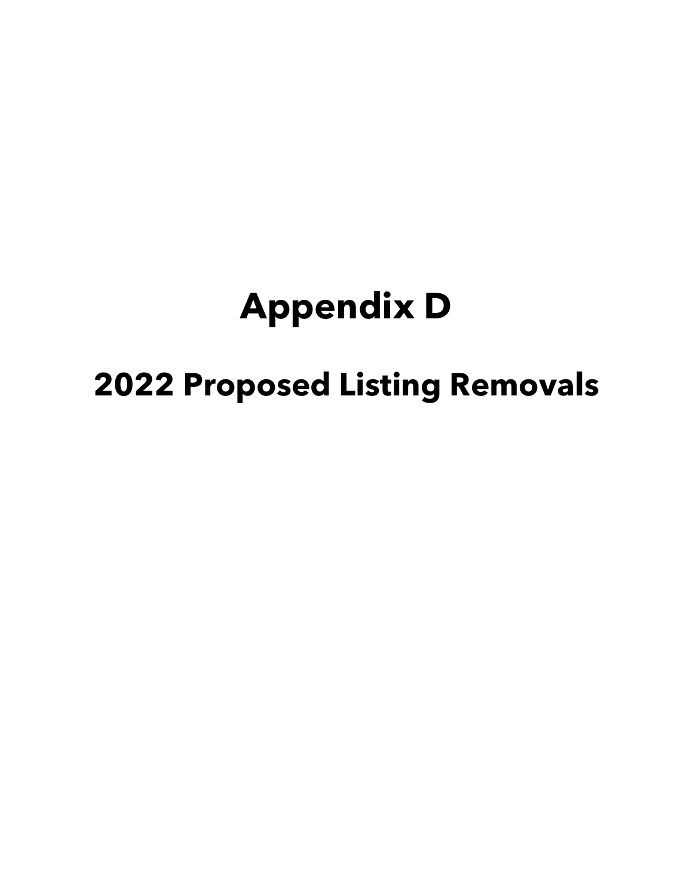# Appendix D

## 2022 Proposed Listing Removals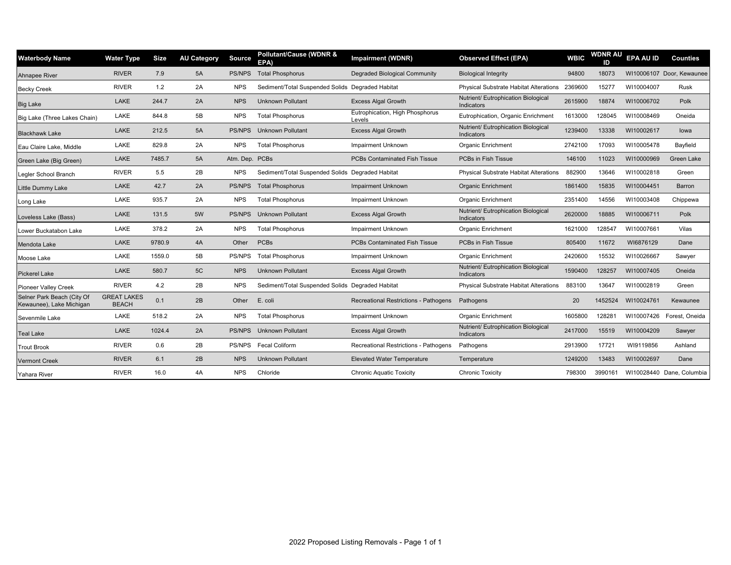| Waterbody Name | Water Type | Size | AU Category | Source | Pollutant/Cause (WDNR & EPA) | Impairment (WDNR) | Observed Effect (EPA) | WBIC | WDNR AU ID | EPA AU ID | Counties |
|---|---|---|---|---|---|---|---|---|---|---|---|
| Ahnapee River | RIVER | 7.9 | 5A | PS/NPS | Total Phosphorus | Degraded Biological Community | Biological Integrity | 94800 | 18073 | WI10006107 | Door, Kewaunee |
| Becky Creek | RIVER | 1.2 | 2A | NPS | Sediment/Total Suspended Solids | Degraded Habitat | Physical Substrate Habitat Alterations | 2369600 | 15277 | WI10004007 | Rusk |
| Big Lake | LAKE | 244.7 | 2A | NPS | Unknown Pollutant | Excess Algal Growth | Nutrient/ Eutrophication Biological Indicators | 2615900 | 18874 | WI10006702 | Polk |
| Big Lake (Three Lakes Chain) | LAKE | 844.8 | 5B | NPS | Total Phosphorus | Eutrophication, High Phosphorus Levels | Eutrophication, Organic Enrichment | 1613000 | 128045 | WI10008469 | Oneida |
| Blackhawk Lake | LAKE | 212.5 | 5A | PS/NPS | Unknown Pollutant | Excess Algal Growth | Nutrient/ Eutrophication Biological Indicators | 1239400 | 13338 | WI10002617 | Iowa |
| Eau Claire Lake, Middle | LAKE | 829.8 | 2A | NPS | Total Phosphorus | Impairment Unknown | Organic Enrichment | 2742100 | 17093 | WI10005478 | Bayfield |
| Green Lake (Big Green) | LAKE | 7485.7 | 5A | Atm. Dep. | PCBs | PCBs Contaminated Fish Tissue | PCBs in Fish Tissue | 146100 | 11023 | WI10000969 | Green Lake |
| Legler School Branch | RIVER | 5.5 | 2B | NPS | Sediment/Total Suspended Solids | Degraded Habitat | Physical Substrate Habitat Alterations | 882900 | 13646 | WI10002818 | Green |
| Little Dummy Lake | LAKE | 42.7 | 2A | PS/NPS | Total Phosphorus | Impairment Unknown | Organic Enrichment | 1861400 | 15835 | WI10004451 | Barron |
| Long Lake | LAKE | 935.7 | 2A | NPS | Total Phosphorus | Impairment Unknown | Organic Enrichment | 2351400 | 14556 | WI10003408 | Chippewa |
| Loveless Lake (Bass) | LAKE | 131.5 | 5W | PS/NPS | Unknown Pollutant | Excess Algal Growth | Nutrient/ Eutrophication Biological Indicators | 2620000 | 18885 | WI10006711 | Polk |
| Lower Buckatabon Lake | LAKE | 378.2 | 2A | NPS | Total Phosphorus | Impairment Unknown | Organic Enrichment | 1621000 | 128547 | WI10007661 | Vilas |
| Mendota Lake | LAKE | 9780.9 | 4A | Other | PCBs | PCBs Contaminated Fish Tissue | PCBs in Fish Tissue | 805400 | 11672 | WI6876129 | Dane |
| Moose Lake | LAKE | 1559.0 | 5B | PS/NPS | Total Phosphorus | Impairment Unknown | Organic Enrichment | 2420600 | 15532 | WI10026667 | Sawyer |
| Pickerel Lake | LAKE | 580.7 | 5C | NPS | Unknown Pollutant | Excess Algal Growth | Nutrient/ Eutrophication Biological Indicators | 1590400 | 128257 | WI10007405 | Oneida |
| Pioneer Valley Creek | RIVER | 4.2 | 2B | NPS | Sediment/Total Suspended Solids | Degraded Habitat | Physical Substrate Habitat Alterations | 883100 | 13647 | WI10002819 | Green |
| Selner Park Beach (City Of Kewaunee), Lake Michigan | GREAT LAKES BEACH | 0.1 | 2B | Other | E. coli | Recreational Restrictions - Pathogens | Pathogens | 20 | 1452524 | WI10024761 | Kewaunee |
| Sevenmile Lake | LAKE | 518.2 | 2A | NPS | Total Phosphorus | Impairment Unknown | Organic Enrichment | 1605800 | 128281 | WI10007426 | Forest, Oneida |
| Teal Lake | LAKE | 1024.4 | 2A | PS/NPS | Unknown Pollutant | Excess Algal Growth | Nutrient/ Eutrophication Biological Indicators | 2417000 | 15519 | WI10004209 | Sawyer |
| Trout Brook | RIVER | 0.6 | 2B | PS/NPS | Fecal Coliform | Recreational Restrictions - Pathogens | Pathogens | 2913900 | 17721 | WI9119856 | Ashland |
| Vermont Creek | RIVER | 6.1 | 2B | NPS | Unknown Pollutant | Elevated Water Temperature | Temperature | 1249200 | 13483 | WI10002697 | Dane |
| Yahara River | RIVER | 16.0 | 4A | NPS | Chloride | Chronic Aquatic Toxicity | Chronic Toxicity | 798300 | 3990161 | WI10028440 | Dane, Columbia |

2022 Proposed Listing Removals